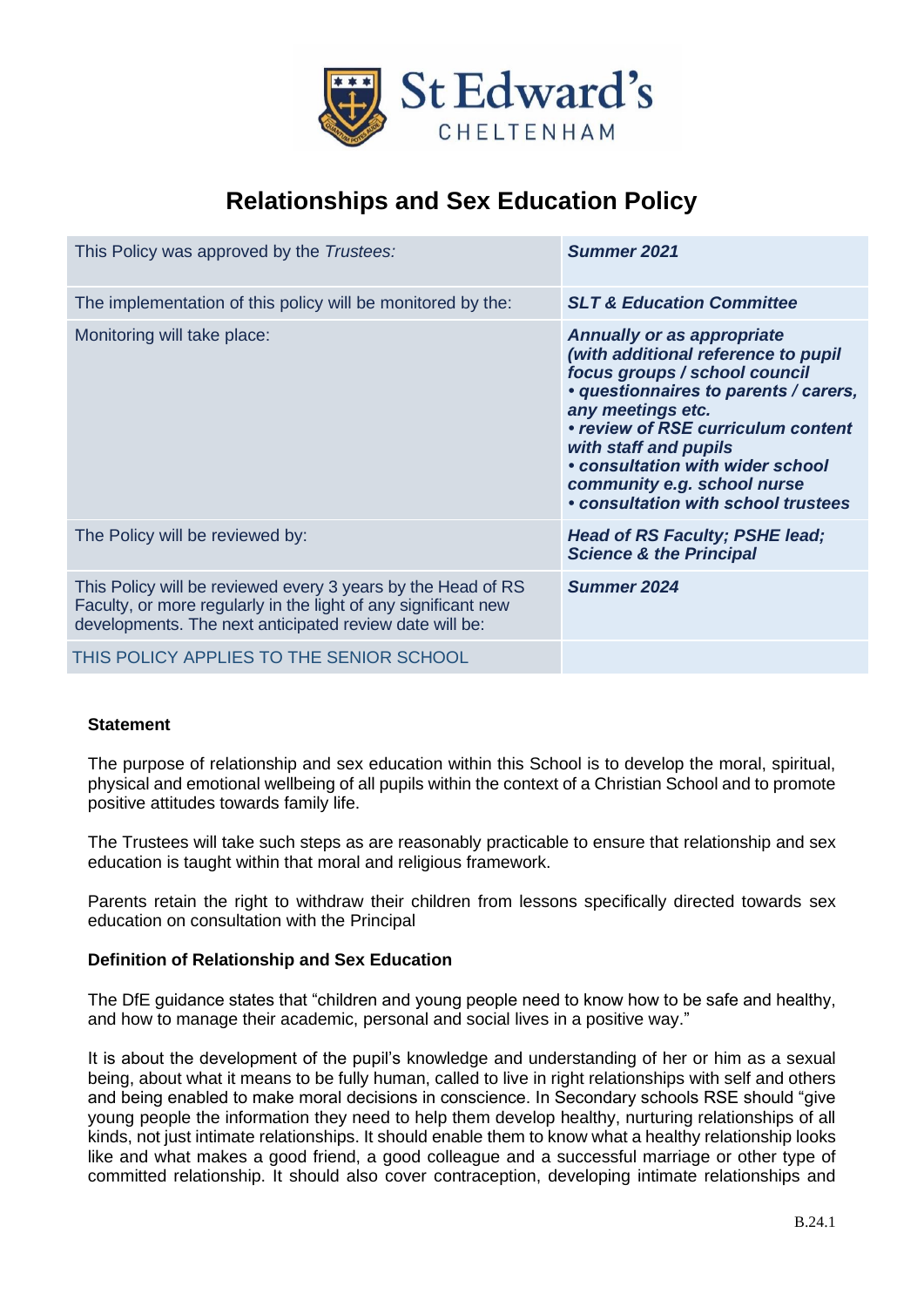# Relationships and Sex Education Policy

| | |
|---|---|
| This Policy was approved by the *Trustees:* | ***Summer 2021*** |
| The implementation of this policy will be monitored by the: | ***SLT & Education Committee*** |
| Monitoring will take place: | ***Annually or as appropriate (with additional reference to pupil focus groups / school council • questionnaires to parents / carers, any meetings etc. • review of RSE curriculum content with staff and pupils • consultation with wider school community e.g. school nurse • consultation with school trustees*** |
| The Policy will be reviewed by: | ***Head of RS Faculty; PSHE lead; Science & the Principal*** |
| This Policy will be reviewed every 3 years by the Head of RS Faculty, or more regularly in the light of any significant new developments. The next anticipated review date will be: | ***Summer 2024*** |
| THIS POLICY APPLIES TO THE SENIOR SCHOOL | |

**Statement**

The purpose of relationship and sex education within this School is to develop the moral, spiritual, physical and emotional wellbeing of all pupils within the context of a Christian School and to promote positive attitudes towards family life.

The Trustees will take such steps as are reasonably practicable to ensure that relationship and sex education is taught within that moral and religious framework.

Parents retain the right to withdraw their children from lessons specifically directed towards sex education on consultation with the Principal

**Definition of Relationship and Sex Education**

The DfE guidance states that "children and young people need to know how to be safe and healthy, and how to manage their academic, personal and social lives in a positive way."

It is about the development of the pupil's knowledge and understanding of her or him as a sexual being, about what it means to be fully human, called to live in right relationships with self and others and being enabled to make moral decisions in conscience. In Secondary schools RSE should "give young people the information they need to help them develop healthy, nurturing relationships of all kinds, not just intimate relationships. It should enable them to know what a healthy relationship looks like and what makes a good friend, a good colleague and a successful marriage or other type of committed relationship. It should also cover contraception, developing intimate relationships and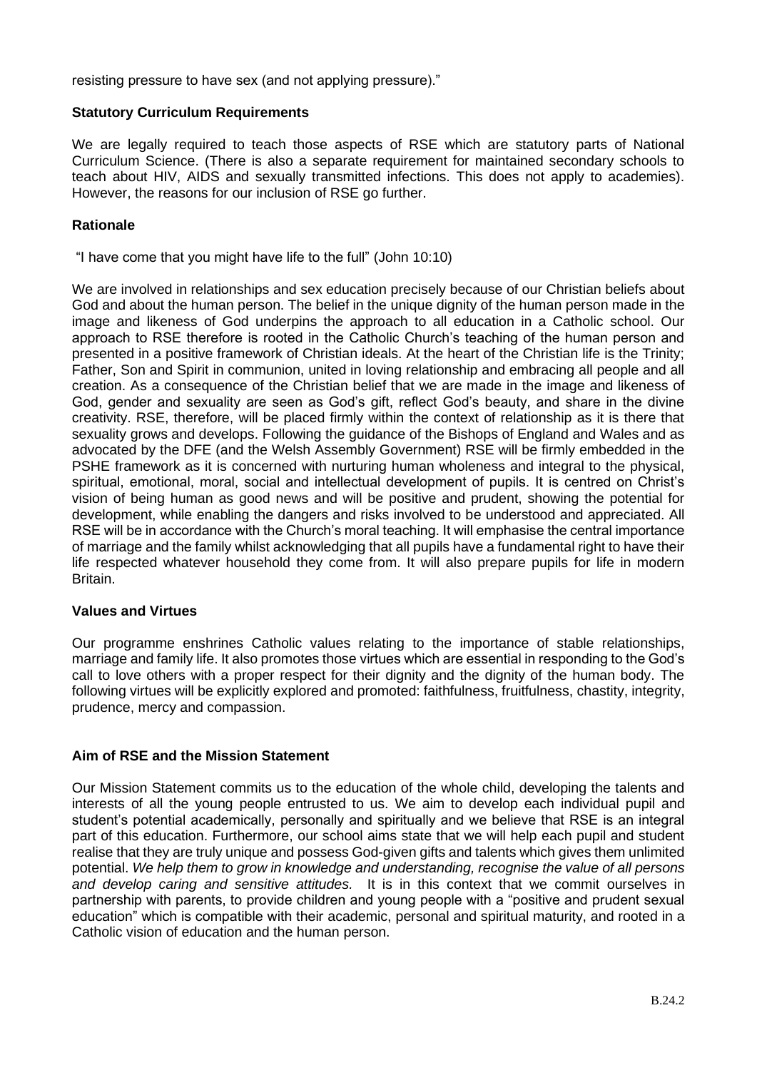resisting pressure to have sex (and not applying pressure)."

### Statutory Curriculum Requirements

We are legally required to teach those aspects of RSE which are statutory parts of National Curriculum Science. (There is also a separate requirement for maintained secondary schools to teach about HIV, AIDS and sexually transmitted infections. This does not apply to academies). However, the reasons for our inclusion of RSE go further.

### Rationale

"I have come that you might have life to the full" (John 10:10)

We are involved in relationships and sex education precisely because of our Christian beliefs about God and about the human person. The belief in the unique dignity of the human person made in the image and likeness of God underpins the approach to all education in a Catholic school. Our approach to RSE therefore is rooted in the Catholic Church's teaching of the human person and presented in a positive framework of Christian ideals. At the heart of the Christian life is the Trinity; Father, Son and Spirit in communion, united in loving relationship and embracing all people and all creation. As a consequence of the Christian belief that we are made in the image and likeness of God, gender and sexuality are seen as God's gift, reflect God's beauty, and share in the divine creativity. RSE, therefore, will be placed firmly within the context of relationship as it is there that sexuality grows and develops. Following the guidance of the Bishops of England and Wales and as advocated by the DFE (and the Welsh Assembly Government) RSE will be firmly embedded in the PSHE framework as it is concerned with nurturing human wholeness and integral to the physical, spiritual, emotional, moral, social and intellectual development of pupils. It is centred on Christ's vision of being human as good news and will be positive and prudent, showing the potential for development, while enabling the dangers and risks involved to be understood and appreciated. All RSE will be in accordance with the Church's moral teaching. It will emphasise the central importance of marriage and the family whilst acknowledging that all pupils have a fundamental right to have their life respected whatever household they come from. It will also prepare pupils for life in modern Britain.

### Values and Virtues

Our programme enshrines Catholic values relating to the importance of stable relationships, marriage and family life. It also promotes those virtues which are essential in responding to the God's call to love others with a proper respect for their dignity and the dignity of the human body. The following virtues will be explicitly explored and promoted: faithfulness, fruitfulness, chastity, integrity, prudence, mercy and compassion.

### Aim of RSE and the Mission Statement

Our Mission Statement commits us to the education of the whole child, developing the talents and interests of all the young people entrusted to us. We aim to develop each individual pupil and student's potential academically, personally and spiritually and we believe that RSE is an integral part of this education. Furthermore, our school aims state that we will help each pupil and student realise that they are truly unique and possess God-given gifts and talents which gives them unlimited potential. *We help them to grow in knowledge and understanding, recognise the value of all persons and develop caring and sensitive attitudes.* It is in this context that we commit ourselves in partnership with parents, to provide children and young people with a "positive and prudent sexual education" which is compatible with their academic, personal and spiritual maturity, and rooted in a Catholic vision of education and the human person.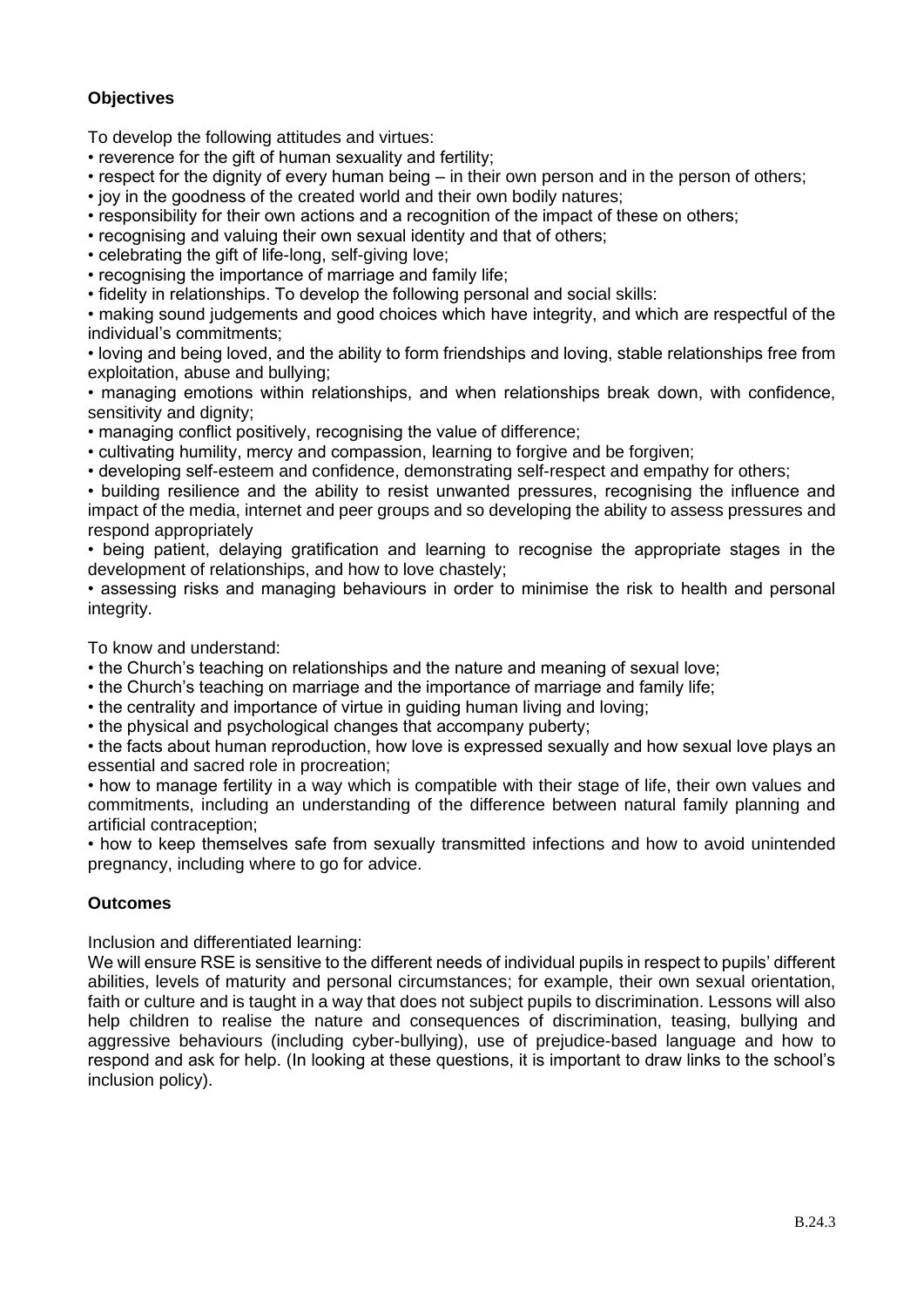**Objectives**

To develop the following attitudes and virtues:

- reverence for the gift of human sexuality and fertility;
- respect for the dignity of every human being – in their own person and in the person of others;
- joy in the goodness of the created world and their own bodily natures;
- responsibility for their own actions and a recognition of the impact of these on others;
- recognising and valuing their own sexual identity and that of others;
- celebrating the gift of life-long, self-giving love;
- recognising the importance of marriage and family life;
- fidelity in relationships. To develop the following personal and social skills:
- making sound judgements and good choices which have integrity, and which are respectful of the individual's commitments;
- loving and being loved, and the ability to form friendships and loving, stable relationships free from exploitation, abuse and bullying;
- managing emotions within relationships, and when relationships break down, with confidence, sensitivity and dignity;
- managing conflict positively, recognising the value of difference;
- cultivating humility, mercy and compassion, learning to forgive and be forgiven;
- developing self-esteem and confidence, demonstrating self-respect and empathy for others;
- building resilience and the ability to resist unwanted pressures, recognising the influence and impact of the media, internet and peer groups and so developing the ability to assess pressures and respond appropriately
- being patient, delaying gratification and learning to recognise the appropriate stages in the development of relationships, and how to love chastely;
- assessing risks and managing behaviours in order to minimise the risk to health and personal integrity.

To know and understand:

- the Church's teaching on relationships and the nature and meaning of sexual love;
- the Church's teaching on marriage and the importance of marriage and family life;
- the centrality and importance of virtue in guiding human living and loving;
- the physical and psychological changes that accompany puberty;
- the facts about human reproduction, how love is expressed sexually and how sexual love plays an essential and sacred role in procreation;
- how to manage fertility in a way which is compatible with their stage of life, their own values and commitments, including an understanding of the difference between natural family planning and artificial contraception;
- how to keep themselves safe from sexually transmitted infections and how to avoid unintended pregnancy, including where to go for advice.

**Outcomes**

Inclusion and differentiated learning:

We will ensure RSE is sensitive to the different needs of individual pupils in respect to pupils' different abilities, levels of maturity and personal circumstances; for example, their own sexual orientation, faith or culture and is taught in a way that does not subject pupils to discrimination. Lessons will also help children to realise the nature and consequences of discrimination, teasing, bullying and aggressive behaviours (including cyber-bullying), use of prejudice-based language and how to respond and ask for help. (In looking at these questions, it is important to draw links to the school's inclusion policy).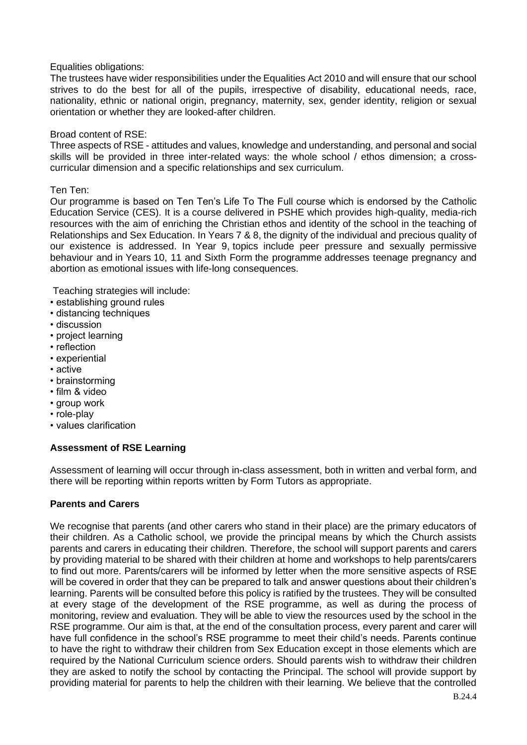Equalities obligations:
The trustees have wider responsibilities under the Equalities Act 2010 and will ensure that our school strives to do the best for all of the pupils, irrespective of disability, educational needs, race, nationality, ethnic or national origin, pregnancy, maternity, sex, gender identity, religion or sexual orientation or whether they are looked-after children.

Broad content of RSE:
Three aspects of RSE - attitudes and values, knowledge and understanding, and personal and social skills will be provided in three inter-related ways: the whole school / ethos dimension; a cross-curricular dimension and a specific relationships and sex curriculum.

Ten Ten:
Our programme is based on Ten Ten's Life To The Full course which is endorsed by the Catholic Education Service (CES). It is a course delivered in PSHE which provides high-quality, media-rich resources with the aim of enriching the Christian ethos and identity of the school in the teaching of Relationships and Sex Education. In Years 7 & 8, the dignity of the individual and precious quality of our existence is addressed. In Year 9, topics include peer pressure and sexually permissive behaviour and in Years 10, 11 and Sixth Form the programme addresses teenage pregnancy and abortion as emotional issues with life-long consequences.

Teaching strategies will include:

- establishing ground rules
- distancing techniques
- discussion
- project learning
- reflection
- experiential
- active
- brainstorming
- film & video
- group work
- role-play
- values clarification

**Assessment of RSE Learning**

Assessment of learning will occur through in-class assessment, both in written and verbal form, and there will be reporting within reports written by Form Tutors as appropriate.

**Parents and Carers**

We recognise that parents (and other carers who stand in their place) are the primary educators of their children. As a Catholic school, we provide the principal means by which the Church assists parents and carers in educating their children. Therefore, the school will support parents and carers by providing material to be shared with their children at home and workshops to help parents/carers to find out more. Parents/carers will be informed by letter when the more sensitive aspects of RSE will be covered in order that they can be prepared to talk and answer questions about their children's learning. Parents will be consulted before this policy is ratified by the trustees. They will be consulted at every stage of the development of the RSE programme, as well as during the process of monitoring, review and evaluation. They will be able to view the resources used by the school in the RSE programme. Our aim is that, at the end of the consultation process, every parent and carer will have full confidence in the school's RSE programme to meet their child's needs. Parents continue to have the right to withdraw their children from Sex Education except in those elements which are required by the National Curriculum science orders. Should parents wish to withdraw their children they are asked to notify the school by contacting the Principal. The school will provide support by providing material for parents to help the children with their learning. We believe that the controlled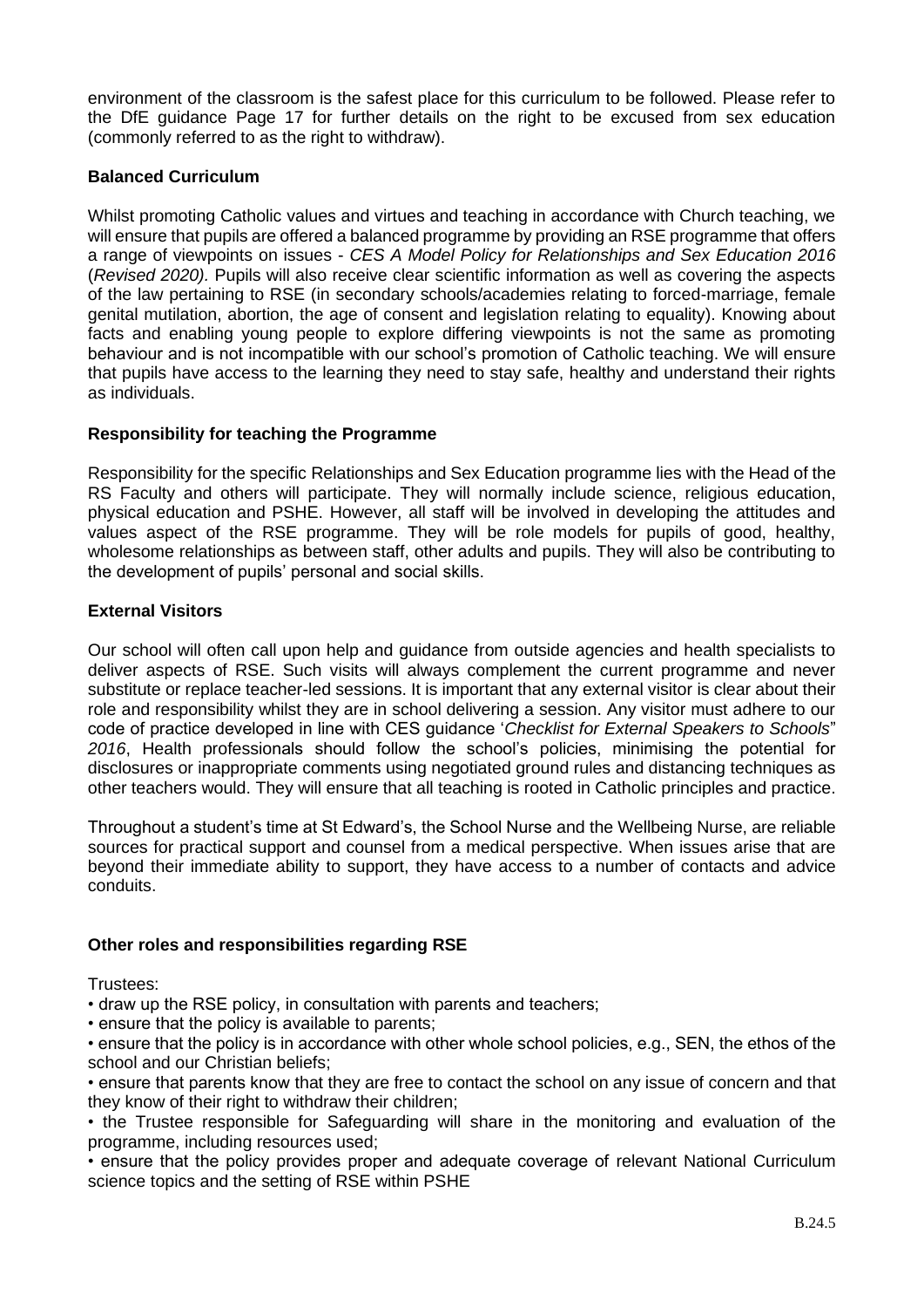environment of the classroom is the safest place for this curriculum to be followed. Please refer to the DfE guidance Page 17 for further details on the right to be excused from sex education (commonly referred to as the right to withdraw).

**Balanced Curriculum**

Whilst promoting Catholic values and virtues and teaching in accordance with Church teaching, we will ensure that pupils are offered a balanced programme by providing an RSE programme that offers a range of viewpoints on issues - *CES A Model Policy for Relationships and Sex Education 2016* (*Revised 2020).* Pupils will also receive clear scientific information as well as covering the aspects of the law pertaining to RSE (in secondary schools/academies relating to forced-marriage, female genital mutilation, abortion, the age of consent and legislation relating to equality). Knowing about facts and enabling young people to explore differing viewpoints is not the same as promoting behaviour and is not incompatible with our school's promotion of Catholic teaching. We will ensure that pupils have access to the learning they need to stay safe, healthy and understand their rights as individuals.

**Responsibility for teaching the Programme**

Responsibility for the specific Relationships and Sex Education programme lies with the Head of the RS Faculty and others will participate. They will normally include science, religious education, physical education and PSHE. However, all staff will be involved in developing the attitudes and values aspect of the RSE programme. They will be role models for pupils of good, healthy, wholesome relationships as between staff, other adults and pupils. They will also be contributing to the development of pupils' personal and social skills.

**External Visitors**

Our school will often call upon help and guidance from outside agencies and health specialists to deliver aspects of RSE. Such visits will always complement the current programme and never substitute or replace teacher-led sessions. It is important that any external visitor is clear about their role and responsibility whilst they are in school delivering a session. Any visitor must adhere to our code of practice developed in line with CES guidance '*Checklist for External Speakers to Schools*" *2016*, Health professionals should follow the school's policies, minimising the potential for disclosures or inappropriate comments using negotiated ground rules and distancing techniques as other teachers would. They will ensure that all teaching is rooted in Catholic principles and practice.

Throughout a student's time at St Edward's, the School Nurse and the Wellbeing Nurse, are reliable sources for practical support and counsel from a medical perspective. When issues arise that are beyond their immediate ability to support, they have access to a number of contacts and advice conduits.

**Other roles and responsibilities regarding RSE**

Trustees:

- draw up the RSE policy, in consultation with parents and teachers;
- ensure that the policy is available to parents;
- ensure that the policy is in accordance with other whole school policies, e.g., SEN, the ethos of the school and our Christian beliefs;
- ensure that parents know that they are free to contact the school on any issue of concern and that they know of their right to withdraw their children;
- the Trustee responsible for Safeguarding will share in the monitoring and evaluation of the programme, including resources used;
- ensure that the policy provides proper and adequate coverage of relevant National Curriculum science topics and the setting of RSE within PSHE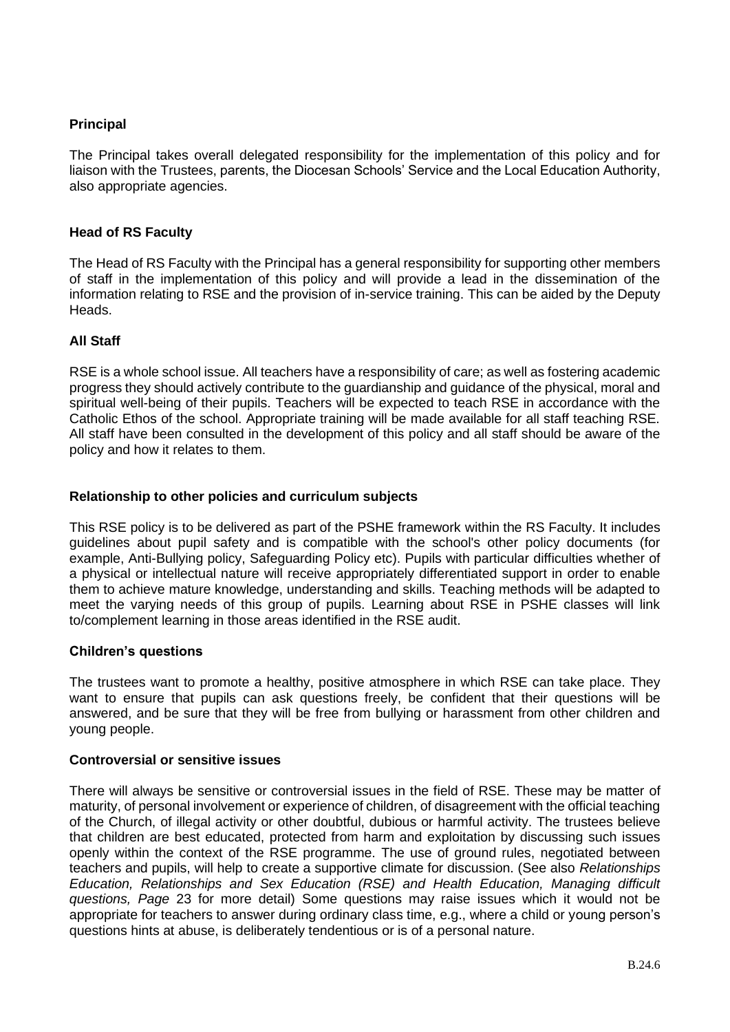**Principal**

The Principal takes overall delegated responsibility for the implementation of this policy and for liaison with the Trustees, parents, the Diocesan Schools' Service and the Local Education Authority, also appropriate agencies.

**Head of RS Faculty**

The Head of RS Faculty with the Principal has a general responsibility for supporting other members of staff in the implementation of this policy and will provide a lead in the dissemination of the information relating to RSE and the provision of in-service training. This can be aided by the Deputy Heads.

**All Staff**

RSE is a whole school issue. All teachers have a responsibility of care; as well as fostering academic progress they should actively contribute to the guardianship and guidance of the physical, moral and spiritual well-being of their pupils. Teachers will be expected to teach RSE in accordance with the Catholic Ethos of the school. Appropriate training will be made available for all staff teaching RSE. All staff have been consulted in the development of this policy and all staff should be aware of the policy and how it relates to them.

**Relationship to other policies and curriculum subjects**

This RSE policy is to be delivered as part of the PSHE framework within the RS Faculty. It includes guidelines about pupil safety and is compatible with the school's other policy documents (for example, Anti-Bullying policy, Safeguarding Policy etc). Pupils with particular difficulties whether of a physical or intellectual nature will receive appropriately differentiated support in order to enable them to achieve mature knowledge, understanding and skills. Teaching methods will be adapted to meet the varying needs of this group of pupils. Learning about RSE in PSHE classes will link to/complement learning in those areas identified in the RSE audit.

**Children's questions**

The trustees want to promote a healthy, positive atmosphere in which RSE can take place. They want to ensure that pupils can ask questions freely, be confident that their questions will be answered, and be sure that they will be free from bullying or harassment from other children and young people.

**Controversial or sensitive issues**

There will always be sensitive or controversial issues in the field of RSE. These may be matter of maturity, of personal involvement or experience of children, of disagreement with the official teaching of the Church, of illegal activity or other doubtful, dubious or harmful activity. The trustees believe that children are best educated, protected from harm and exploitation by discussing such issues openly within the context of the RSE programme. The use of ground rules, negotiated between teachers and pupils, will help to create a supportive climate for discussion. (See also *Relationships Education, Relationships and Sex Education (RSE) and Health Education, Managing difficult questions, Page* 23 for more detail) Some questions may raise issues which it would not be appropriate for teachers to answer during ordinary class time, e.g., where a child or young person's questions hints at abuse, is deliberately tendentious or is of a personal nature.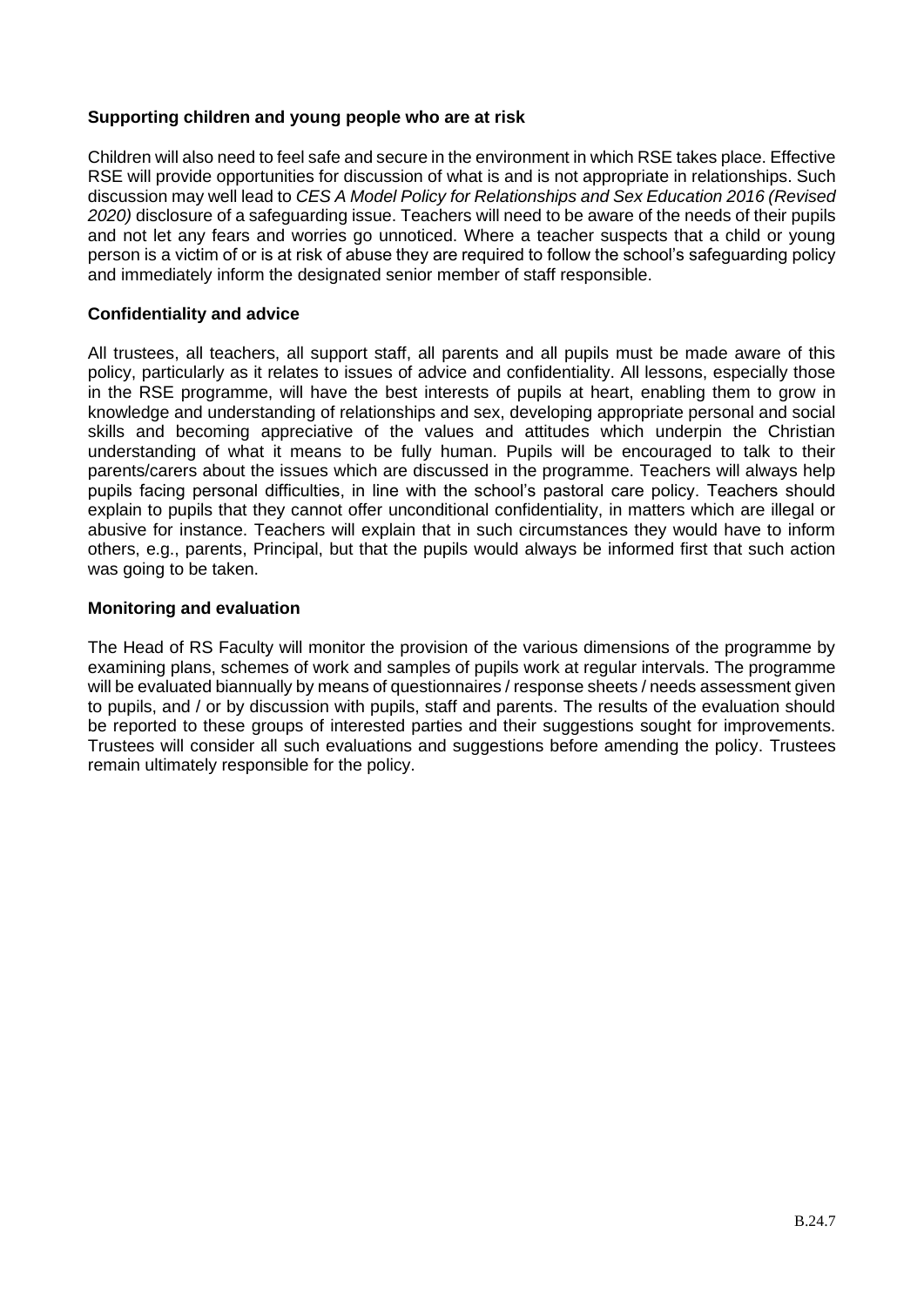**Supporting children and young people who are at risk**

Children will also need to feel safe and secure in the environment in which RSE takes place. Effective RSE will provide opportunities for discussion of what is and is not appropriate in relationships. Such discussion may well lead to *CES A Model Policy for Relationships and Sex Education 2016 (Revised 2020)* disclosure of a safeguarding issue. Teachers will need to be aware of the needs of their pupils and not let any fears and worries go unnoticed. Where a teacher suspects that a child or young person is a victim of or is at risk of abuse they are required to follow the school's safeguarding policy and immediately inform the designated senior member of staff responsible.

**Confidentiality and advice**

All trustees, all teachers, all support staff, all parents and all pupils must be made aware of this policy, particularly as it relates to issues of advice and confidentiality. All lessons, especially those in the RSE programme, will have the best interests of pupils at heart, enabling them to grow in knowledge and understanding of relationships and sex, developing appropriate personal and social skills and becoming appreciative of the values and attitudes which underpin the Christian understanding of what it means to be fully human. Pupils will be encouraged to talk to their parents/carers about the issues which are discussed in the programme. Teachers will always help pupils facing personal difficulties, in line with the school's pastoral care policy. Teachers should explain to pupils that they cannot offer unconditional confidentiality, in matters which are illegal or abusive for instance. Teachers will explain that in such circumstances they would have to inform others, e.g., parents, Principal, but that the pupils would always be informed first that such action was going to be taken.

**Monitoring and evaluation**

The Head of RS Faculty will monitor the provision of the various dimensions of the programme by examining plans, schemes of work and samples of pupils work at regular intervals. The programme will be evaluated biannually by means of questionnaires / response sheets / needs assessment given to pupils, and / or by discussion with pupils, staff and parents. The results of the evaluation should be reported to these groups of interested parties and their suggestions sought for improvements. Trustees will consider all such evaluations and suggestions before amending the policy. Trustees remain ultimately responsible for the policy.